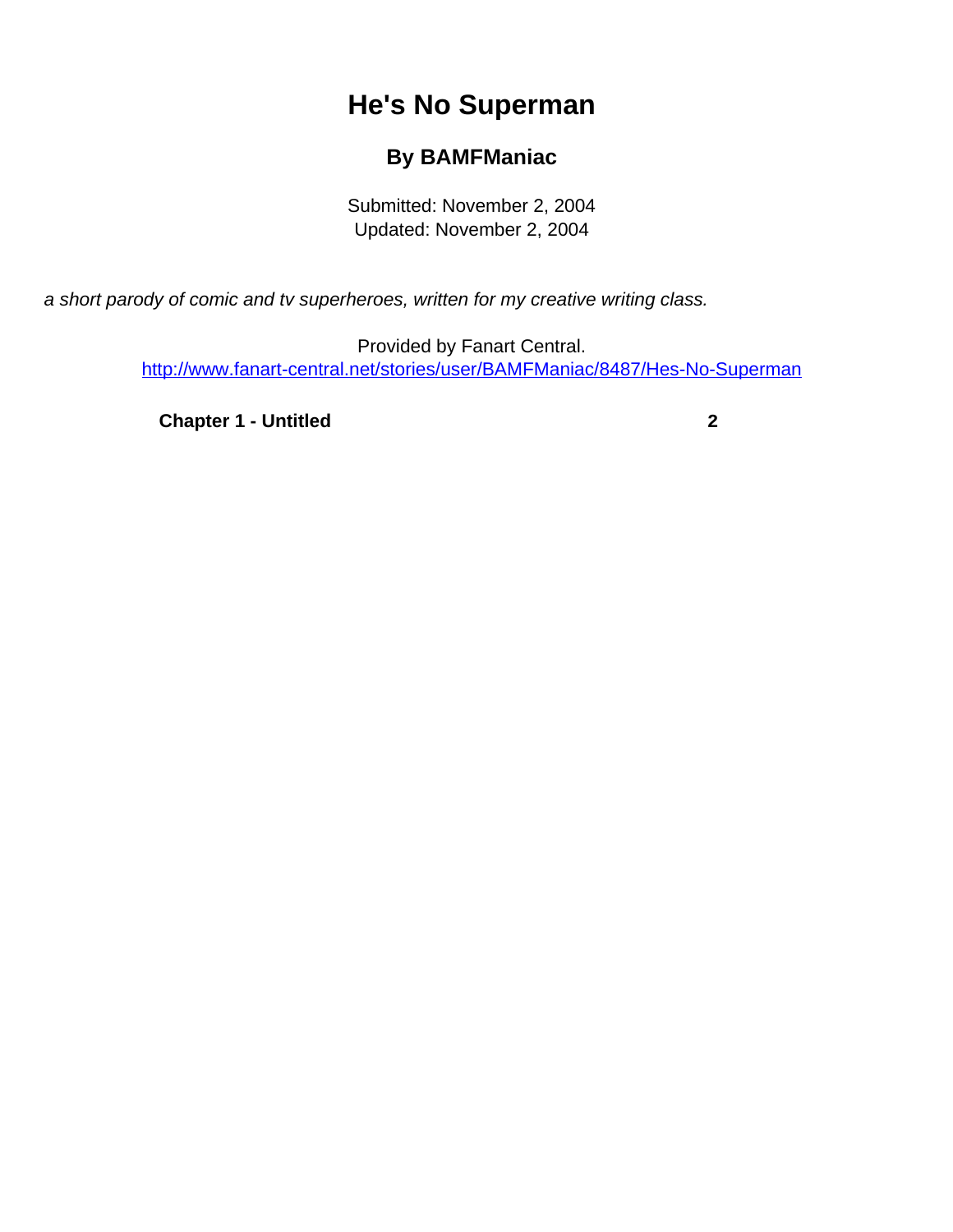# He's No Superman

### By BAMFManiac

Submitted: November 2, 2004
Updated: November 2, 2004

*a short parody of comic and tv superheroes, written for my creative writing class.*

Provided by Fanart Central.
http://www.fanart-central.net/stories/user/BAMFManiac/8487/Hes-No-Superman

**Chapter 1 - Untitled** **2**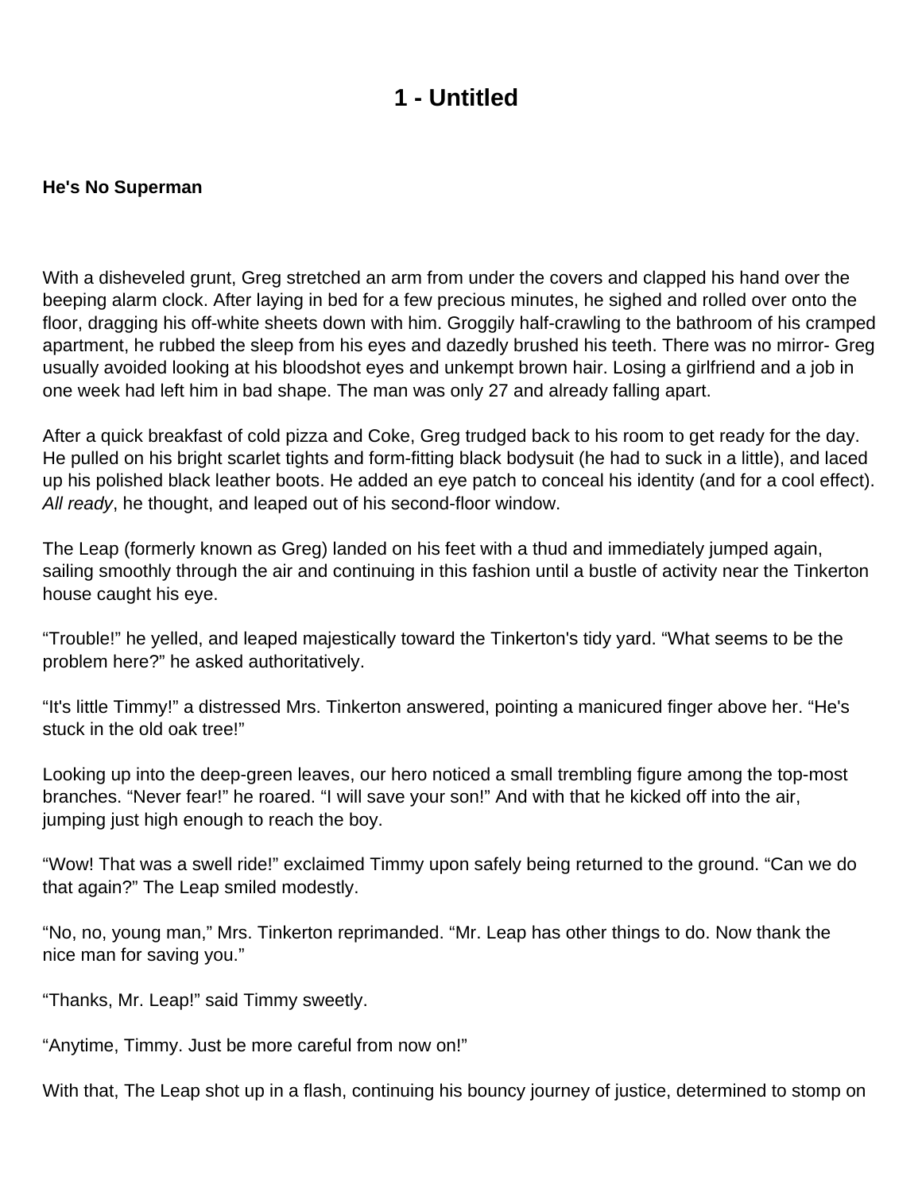# 1 - Untitled

**He's No Superman**

With a disheveled grunt, Greg stretched an arm from under the covers and clapped his hand over the beeping alarm clock. After laying in bed for a few precious minutes, he sighed and rolled over onto the floor, dragging his off-white sheets down with him. Groggily half-crawling to the bathroom of his cramped apartment, he rubbed the sleep from his eyes and dazedly brushed his teeth. There was no mirror- Greg usually avoided looking at his bloodshot eyes and unkempt brown hair. Losing a girlfriend and a job in one week had left him in bad shape. The man was only 27 and already falling apart.

After a quick breakfast of cold pizza and Coke, Greg trudged back to his room to get ready for the day. He pulled on his bright scarlet tights and form-fitting black bodysuit (he had to suck in a little), and laced up his polished black leather boots. He added an eye patch to conceal his identity (and for a cool effect). *All ready*, he thought, and leaped out of his second-floor window.

The Leap (formerly known as Greg) landed on his feet with a thud and immediately jumped again, sailing smoothly through the air and continuing in this fashion until a bustle of activity near the Tinkerton house caught his eye.

“Trouble!” he yelled, and leaped majestically toward the Tinkerton's tidy yard. “What seems to be the problem here?” he asked authoritatively.

“It's little Timmy!” a distressed Mrs. Tinkerton answered, pointing a manicured finger above her. “He's stuck in the old oak tree!”

Looking up into the deep-green leaves, our hero noticed a small trembling figure among the top-most branches. “Never fear!” he roared. “I will save your son!” And with that he kicked off into the air, jumping just high enough to reach the boy.

“Wow! That was a swell ride!” exclaimed Timmy upon safely being returned to the ground. “Can we do that again?” The Leap smiled modestly.

“No, no, young man,” Mrs. Tinkerton reprimanded. “Mr. Leap has other things to do. Now thank the nice man for saving you.”

“Thanks, Mr. Leap!” said Timmy sweetly.

“Anytime, Timmy. Just be more careful from now on!”

With that, The Leap shot up in a flash, continuing his bouncy journey of justice, determined to stomp on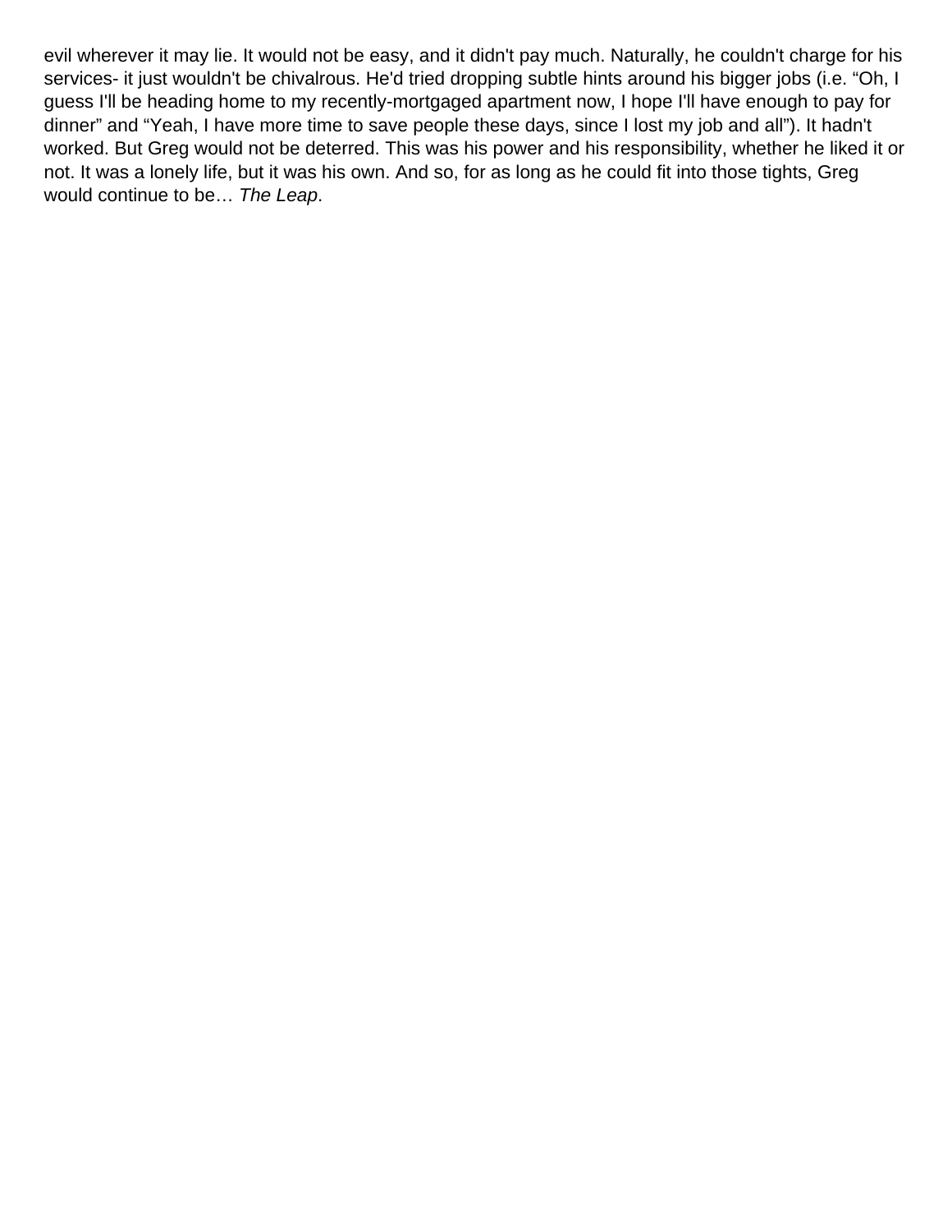evil wherever it may lie. It would not be easy, and it didn't pay much. Naturally, he couldn't charge for his services- it just wouldn't be chivalrous. He'd tried dropping subtle hints around his bigger jobs (i.e. “Oh, I guess I'll be heading home to my recently-mortgaged apartment now, I hope I'll have enough to pay for dinner” and “Yeah, I have more time to save people these days, since I lost my job and all”). It hadn't worked. But Greg would not be deterred. This was his power and his responsibility, whether he liked it or not. It was a lonely life, but it was his own. And so, for as long as he could fit into those tights, Greg would continue to be… *The Leap*.